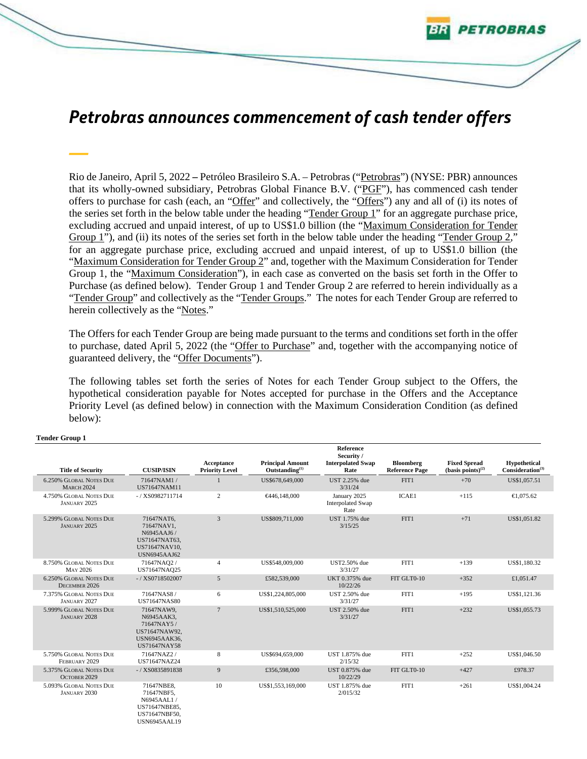# Petrobras announces commencement of cash tender offers

Rio de Janeiro, April 5, 2022 – Petróleo Brasileiro S.A. – Petrobras ("Petrobras") (NYSE: PBR) announces that its wholly-owned subsidiary, Petrobras Global Finance B.V. ("PGF"), has commenced cash tender offers to purchase for cash (each, an "Offer" and collectively, the "Offers") any and all of (i) its notes of the series set forth in the below table under the heading "Tender Group 1" for an aggregate purchase price, excluding accrued and unpaid interest, of up to US$1.0 billion (the "Maximum Consideration for Tender Group 1"), and (ii) its notes of the series set forth in the below table under the heading "Tender Group 2," for an aggregate purchase price, excluding accrued and unpaid interest, of up to US$1.0 billion (the "Maximum Consideration for Tender Group 2" and, together with the Maximum Consideration for Tender Group 1, the "Maximum Consideration"), in each case as converted on the basis set forth in the Offer to Purchase (as defined below). Tender Group 1 and Tender Group 2 are referred to herein individually as a "Tender Group" and collectively as the "Tender Groups." The notes for each Tender Group are referred to herein collectively as the "Notes."

The Offers for each Tender Group are being made pursuant to the terms and conditions set forth in the offer to purchase, dated April 5, 2022 (the "Offer to Purchase" and, together with the accompanying notice of guaranteed delivery, the "Offer Documents").

The following tables set forth the series of Notes for each Tender Group subject to the Offers, the hypothetical consideration payable for Notes accepted for purchase in the Offers and the Acceptance Priority Level (as defined below) in connection with the Maximum Consideration Condition (as defined below):

**Tender Group 1**

| Title of Security | CUSIP/ISIN | Acceptance Priority Level | Principal Amount Outstanding[(1)] | Reference Security / Interpolated Swap Rate | Bloomberg Reference Page | Fixed Spread (basis points)[(2)] | Hypothetical Consideration[(3)] |
|---|---|---|---|---|---|---|---|
| 6.250% Global Notes due March 2024 | 71647NAM1 / US71647NAM11 | 1 | US$678,649,000 | UST 2.25% due 3/31/24 | FIT1 | +70 | US$1,057.51 |
| 4.750% Global Notes due January 2025 | - / XS0982711714 | 2 | €446,148,000 | January 2025 Interpolated Swap Rate | ICAE1 | +115 | €1,075.62 |
| 5.299% Global Notes due January 2025 | 71647NAT6, 71647NAV1, N6945AAJ6 / US71647NAT63, US71647NAV10, USN6945AAJ62 | 3 | US$809,711,000 | UST 1.75% due 3/15/25 | FIT1 | +71 | US$1,051.82 |
| 8.750% Global Notes due May 2026 | 71647NAQ2 / US71647NAQ25 | 4 | US$548,009,000 | UST2.50% due 3/31/27 | FIT1 | +139 | US$1,180.32 |
| 6.250% Global Notes due December 2026 | - / XS0718502007 | 5 | £582,539,000 | UKT 0.375% due 10/22/26 | FIT GLT0-10 | +352 | £1,051.47 |
| 7.375% Global Notes due January 2027 | 71647NAS8 / US71647NAS80 | 6 | US$1,224,805,000 | UST 2.50% due 3/31/27 | FIT1 | +195 | US$1,121.36 |
| 5.999% Global Notes due January 2028 | 71647NAW9, N6945AAK3, 71647NAY5 / US71647NAW92, USN6945AAK36, US71647NAY58 | 7 | US$1,510,525,000 | UST 2.50% due 3/31/27 | FIT1 | +232 | US$1,055.73 |
| 5.750% Global Notes due February 2029 | 71647NAZ2 / US71647NAZ24 | 8 | US$694,659,000 | UST 1.875% due 2/15/32 | FIT1 | +252 | US$1,046.50 |
| 5.375% Global Notes due October 2029 | - / XS0835891838 | 9 | £356,598,000 | UST 0.875% due 10/22/29 | FIT GLT0-10 | +427 | £978.37 |
| 5.093% Global Notes due January 2030 | 71647NBE8, 71647NBF5, N6945AAL1 / US71647NBE85, US71647NBF50, USN6945AAL19 | 10 | US$1,553,169,000 | UST 1.875% due 2/015/32 | FIT1 | +261 | US$1,004.24 |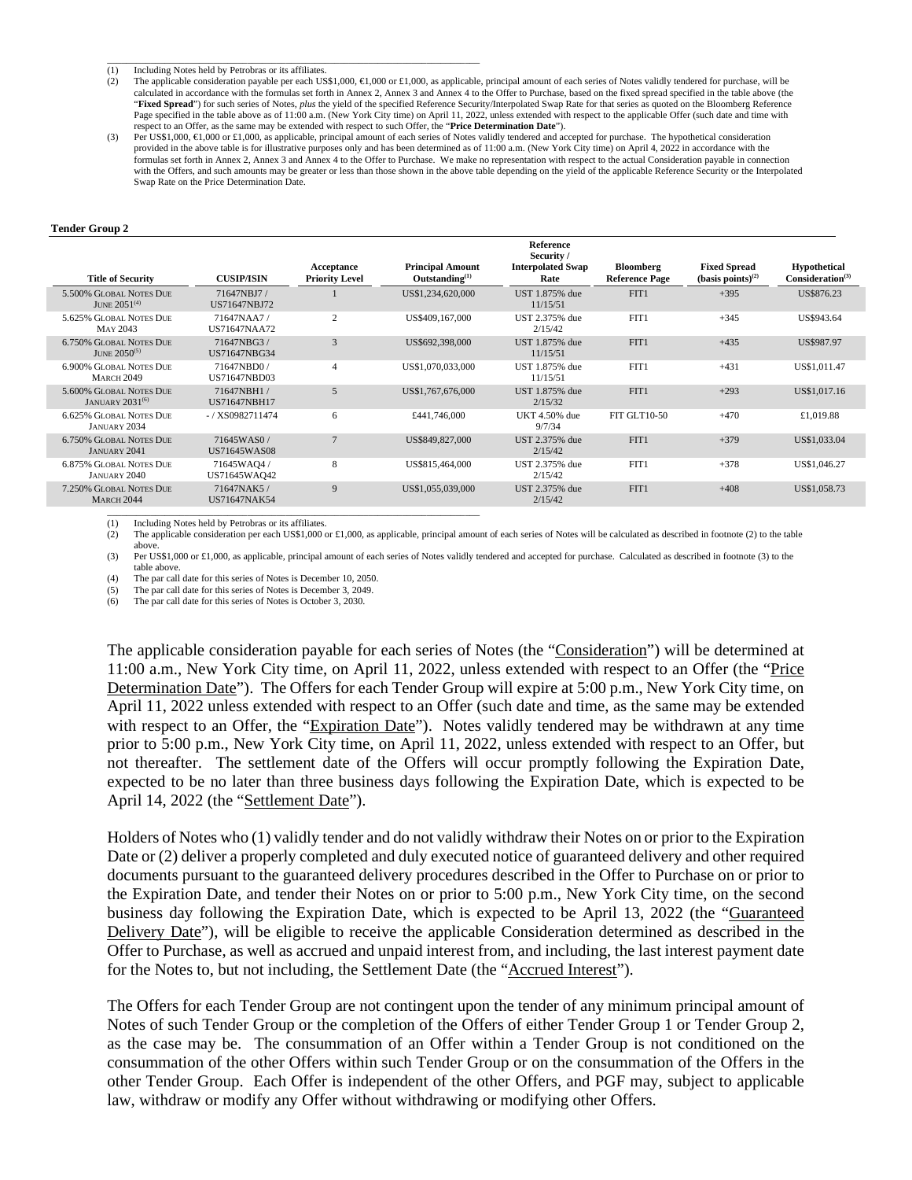(1) Including Notes held by Petrobras or its affiliates.

(2) The applicable consideration payable per each US$1,000, €1,000 or £1,000, as applicable, principal amount of each series of Notes validly tendered for purchase, will be calculated in accordance with the formulas set forth in Annex 2, Annex 3 and Annex 4 to the Offer to Purchase, based on the fixed spread specified in the table above (the "**Fixed Spread**") for such series of Notes, *plus* the yield of the specified Reference Security/Interpolated Swap Rate for that series as quoted on the Bloomberg Reference Page specified in the table above as of 11:00 a.m. (New York City time) on April 11, 2022, unless extended with respect to the applicable Offer (such date and time with respect to an Offer, as the same may be extended with respect to such Offer, the "**Price Determination Date**").

(3) Per US$1,000, €1,000 or £1,000, as applicable, principal amount of each series of Notes validly tendered and accepted for purchase. The hypothetical consideration provided in the above table is for illustrative purposes only and has been determined as of 11:00 a.m. (New York City time) on April 4, 2022 in accordance with the formulas set forth in Annex 2, Annex 3 and Annex 4 to the Offer to Purchase. We make no representation with respect to the actual Consideration payable in connection with the Offers, and such amounts may be greater or less than those shown in the above table depending on the yield of the applicable Reference Security or the Interpolated Swap Rate on the Price Determination Date.

**Tender Group 2**

| Title of Security | CUSIP/ISIN | Acceptance Priority Level | Principal Amount Outstanding[(1)] | Reference Security / Interpolated Swap Rate | Bloomberg Reference Page | Fixed Spread (basis points)[(2)] | Hypothetical Consideration[(3)] |
|---|---|---|---|---|---|---|---|
| 5.500% Global Notes due June 2051[(4)] | 71647NBJ7 / US71647NBJ72 | 1 | US$1,234,620,000 | UST 1.875% due 11/15/51 | FIT1 | +395 | US$876.23 |
| 5.625% Global Notes due May 2043 | 71647NAA7 / US71647NAA72 | 2 | US$409,167,000 | UST 2.375% due 2/15/42 | FIT1 | +345 | US$943.64 |
| 6.750% Global Notes due June 2050[(5)] | 71647NBG3 / US71647NBG34 | 3 | US$692,398,000 | UST 1.875% due 11/15/51 | FIT1 | +435 | US$987.97 |
| 6.900% Global Notes due March 2049 | 71647NBD0 / US71647NBD03 | 4 | US$1,070,033,000 | UST 1.875% due 11/15/51 | FIT1 | +431 | US$1,011.47 |
| 5.600% Global Notes due January 2031[(6)] | 71647NBH1 / US71647NBH17 | 5 | US$1,767,676,000 | UST 1.875% due 2/15/32 | FIT1 | +293 | US$1,017.16 |
| 6.625% Global Notes due January 2034 | - / XS0982711474 | 6 | £441,746,000 | UKT 4.50% due 9/7/34 | FIT GLT10-50 | +470 | £1,019.88 |
| 6.750% Global Notes due January 2041 | 71645WAS0 / US71645WAS08 | 7 | US$849,827,000 | UST 2.375% due 2/15/42 | FIT1 | +379 | US$1,033.04 |
| 6.875% Global Notes due January 2040 | 71645WAQ4 / US71645WAQ42 | 8 | US$815,464,000 | UST 2.375% due 2/15/42 | FIT1 | +378 | US$1,046.27 |
| 7.250% Global Notes due March 2044 | 71647NAK5 / US71647NAK54 | 9 | US$1,055,039,000 | UST 2.375% due 2/15/42 | FIT1 | +408 | US$1,058.73 |

(1) Including Notes held by Petrobras or its affiliates.

(2) The applicable consideration per each US$1,000 or £1,000, as applicable, principal amount of each series of Notes will be calculated as described in footnote (2) to the table above.

(3) Per US$1,000 or £1,000, as applicable, principal amount of each series of Notes validly tendered and accepted for purchase. Calculated as described in footnote (3) to the table above.

(4) The par call date for this series of Notes is December 10, 2050.

(5) The par call date for this series of Notes is December 3, 2049.

(6) The par call date for this series of Notes is October 3, 2030.

The applicable consideration payable for each series of Notes (the "Consideration") will be determined at 11:00 a.m., New York City time, on April 11, 2022, unless extended with respect to an Offer (the "Price Determination Date"). The Offers for each Tender Group will expire at 5:00 p.m., New York City time, on April 11, 2022 unless extended with respect to an Offer (such date and time, as the same may be extended with respect to an Offer, the "Expiration Date"). Notes validly tendered may be withdrawn at any time prior to 5:00 p.m., New York City time, on April 11, 2022, unless extended with respect to an Offer, but not thereafter. The settlement date of the Offers will occur promptly following the Expiration Date, expected to be no later than three business days following the Expiration Date, which is expected to be April 14, 2022 (the "Settlement Date").

Holders of Notes who (1) validly tender and do not validly withdraw their Notes on or prior to the Expiration Date or (2) deliver a properly completed and duly executed notice of guaranteed delivery and other required documents pursuant to the guaranteed delivery procedures described in the Offer to Purchase on or prior to the Expiration Date, and tender their Notes on or prior to 5:00 p.m., New York City time, on the second business day following the Expiration Date, which is expected to be April 13, 2022 (the "Guaranteed Delivery Date"), will be eligible to receive the applicable Consideration determined as described in the Offer to Purchase, as well as accrued and unpaid interest from, and including, the last interest payment date for the Notes to, but not including, the Settlement Date (the "Accrued Interest").

The Offers for each Tender Group are not contingent upon the tender of any minimum principal amount of Notes of such Tender Group or the completion of the Offers of either Tender Group 1 or Tender Group 2, as the case may be. The consummation of an Offer within a Tender Group is not conditioned on the consummation of the other Offers within such Tender Group or on the consummation of the Offers in the other Tender Group. Each Offer is independent of the other Offers, and PGF may, subject to applicable law, withdraw or modify any Offer without withdrawing or modifying other Offers.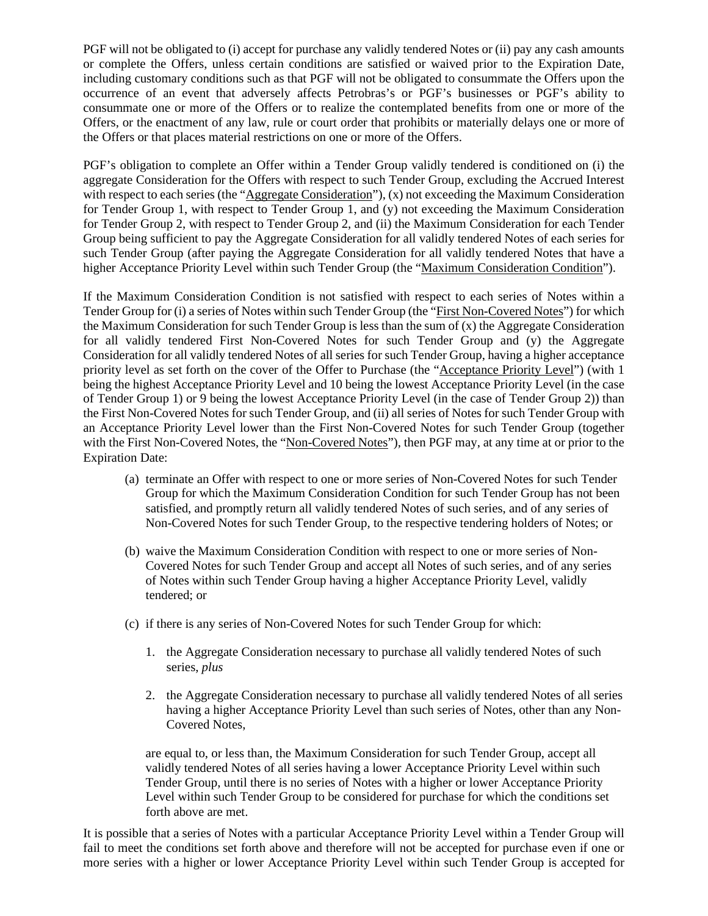PGF will not be obligated to (i) accept for purchase any validly tendered Notes or (ii) pay any cash amounts or complete the Offers, unless certain conditions are satisfied or waived prior to the Expiration Date, including customary conditions such as that PGF will not be obligated to consummate the Offers upon the occurrence of an event that adversely affects Petrobras's or PGF's businesses or PGF's ability to consummate one or more of the Offers or to realize the contemplated benefits from one or more of the Offers, or the enactment of any law, rule or court order that prohibits or materially delays one or more of the Offers or that places material restrictions on one or more of the Offers.

PGF's obligation to complete an Offer within a Tender Group validly tendered is conditioned on (i) the aggregate Consideration for the Offers with respect to such Tender Group, excluding the Accrued Interest with respect to each series (the "Aggregate Consideration"), (x) not exceeding the Maximum Consideration for Tender Group 1, with respect to Tender Group 1, and (y) not exceeding the Maximum Consideration for Tender Group 2, with respect to Tender Group 2, and (ii) the Maximum Consideration for each Tender Group being sufficient to pay the Aggregate Consideration for all validly tendered Notes of each series for such Tender Group (after paying the Aggregate Consideration for all validly tendered Notes that have a higher Acceptance Priority Level within such Tender Group (the "Maximum Consideration Condition").

If the Maximum Consideration Condition is not satisfied with respect to each series of Notes within a Tender Group for (i) a series of Notes within such Tender Group (the "First Non-Covered Notes") for which the Maximum Consideration for such Tender Group is less than the sum of (x) the Aggregate Consideration for all validly tendered First Non-Covered Notes for such Tender Group and (y) the Aggregate Consideration for all validly tendered Notes of all series for such Tender Group, having a higher acceptance priority level as set forth on the cover of the Offer to Purchase (the "Acceptance Priority Level") (with 1 being the highest Acceptance Priority Level and 10 being the lowest Acceptance Priority Level (in the case of Tender Group 1) or 9 being the lowest Acceptance Priority Level (in the case of Tender Group 2)) than the First Non-Covered Notes for such Tender Group, and (ii) all series of Notes for such Tender Group with an Acceptance Priority Level lower than the First Non-Covered Notes for such Tender Group (together with the First Non-Covered Notes, the "Non-Covered Notes"), then PGF may, at any time at or prior to the Expiration Date:

(a) terminate an Offer with respect to one or more series of Non-Covered Notes for such Tender Group for which the Maximum Consideration Condition for such Tender Group has not been satisfied, and promptly return all validly tendered Notes of such series, and of any series of Non-Covered Notes for such Tender Group, to the respective tendering holders of Notes; or

(b) waive the Maximum Consideration Condition with respect to one or more series of Non-Covered Notes for such Tender Group and accept all Notes of such series, and of any series of Notes within such Tender Group having a higher Acceptance Priority Level, validly tendered; or

(c) if there is any series of Non-Covered Notes for such Tender Group for which:

   1. the Aggregate Consideration necessary to purchase all validly tendered Notes of such series, *plus*

   2. the Aggregate Consideration necessary to purchase all validly tendered Notes of all series having a higher Acceptance Priority Level than such series of Notes, other than any Non-Covered Notes,

   are equal to, or less than, the Maximum Consideration for such Tender Group, accept all validly tendered Notes of all series having a lower Acceptance Priority Level within such Tender Group, until there is no series of Notes with a higher or lower Acceptance Priority Level within such Tender Group to be considered for purchase for which the conditions set forth above are met.

It is possible that a series of Notes with a particular Acceptance Priority Level within a Tender Group will fail to meet the conditions set forth above and therefore will not be accepted for purchase even if one or more series with a higher or lower Acceptance Priority Level within such Tender Group is accepted for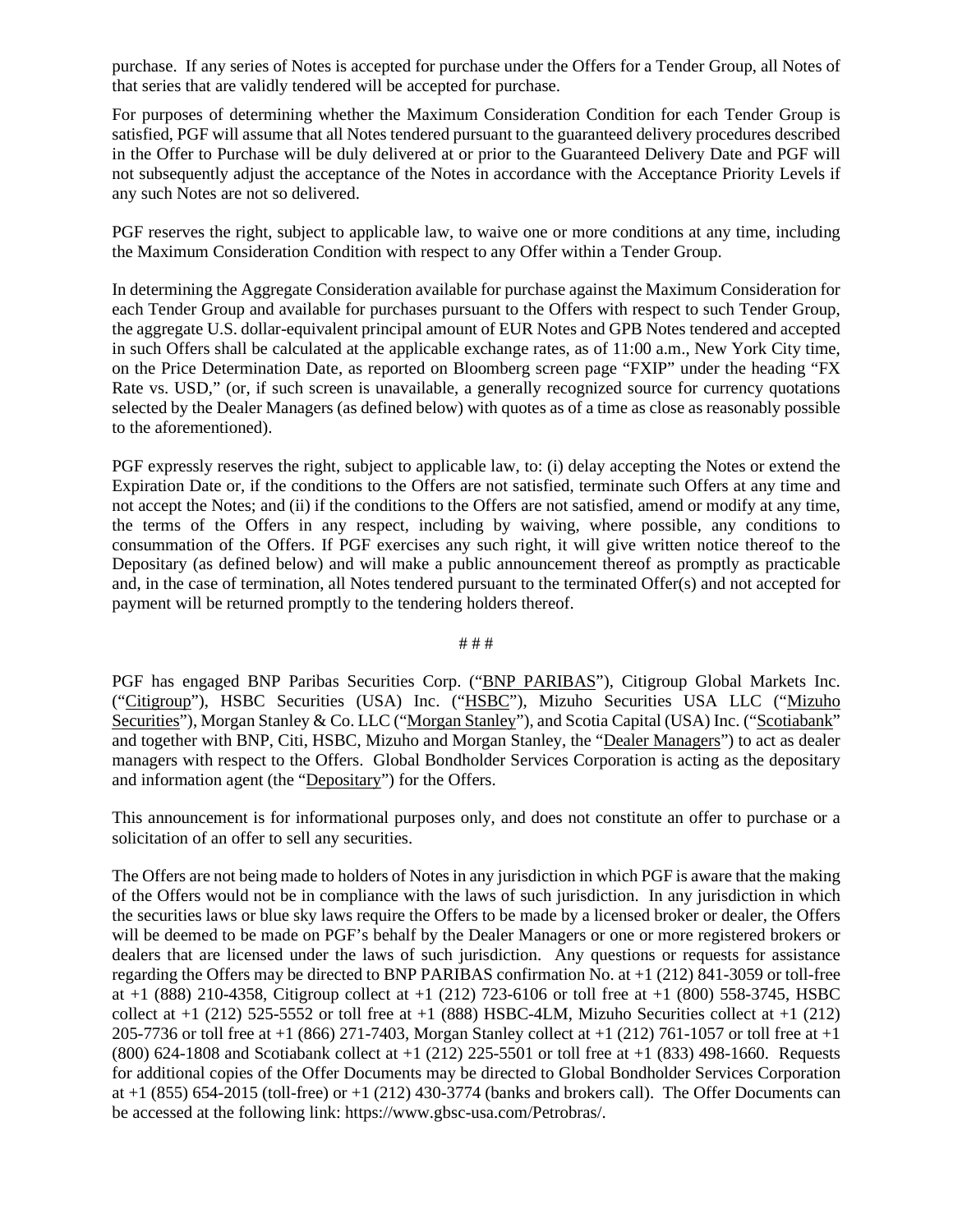purchase. If any series of Notes is accepted for purchase under the Offers for a Tender Group, all Notes of that series that are validly tendered will be accepted for purchase.

For purposes of determining whether the Maximum Consideration Condition for each Tender Group is satisfied, PGF will assume that all Notes tendered pursuant to the guaranteed delivery procedures described in the Offer to Purchase will be duly delivered at or prior to the Guaranteed Delivery Date and PGF will not subsequently adjust the acceptance of the Notes in accordance with the Acceptance Priority Levels if any such Notes are not so delivered.

PGF reserves the right, subject to applicable law, to waive one or more conditions at any time, including the Maximum Consideration Condition with respect to any Offer within a Tender Group.

In determining the Aggregate Consideration available for purchase against the Maximum Consideration for each Tender Group and available for purchases pursuant to the Offers with respect to such Tender Group, the aggregate U.S. dollar-equivalent principal amount of EUR Notes and GPB Notes tendered and accepted in such Offers shall be calculated at the applicable exchange rates, as of 11:00 a.m., New York City time, on the Price Determination Date, as reported on Bloomberg screen page "FXIP" under the heading "FX Rate vs. USD," (or, if such screen is unavailable, a generally recognized source for currency quotations selected by the Dealer Managers (as defined below) with quotes as of a time as close as reasonably possible to the aforementioned).

PGF expressly reserves the right, subject to applicable law, to: (i) delay accepting the Notes or extend the Expiration Date or, if the conditions to the Offers are not satisfied, terminate such Offers at any time and not accept the Notes; and (ii) if the conditions to the Offers are not satisfied, amend or modify at any time, the terms of the Offers in any respect, including by waiving, where possible, any conditions to consummation of the Offers. If PGF exercises any such right, it will give written notice thereof to the Depositary (as defined below) and will make a public announcement thereof as promptly as practicable and, in the case of termination, all Notes tendered pursuant to the terminated Offer(s) and not accepted for payment will be returned promptly to the tendering holders thereof.

# # #

PGF has engaged BNP Paribas Securities Corp. ("BNP PARIBAS"), Citigroup Global Markets Inc. ("Citigroup"), HSBC Securities (USA) Inc. ("HSBC"), Mizuho Securities USA LLC ("Mizuho Securities"), Morgan Stanley & Co. LLC ("Morgan Stanley"), and Scotia Capital (USA) Inc. ("Scotiabank" and together with BNP, Citi, HSBC, Mizuho and Morgan Stanley, the "Dealer Managers") to act as dealer managers with respect to the Offers. Global Bondholder Services Corporation is acting as the depositary and information agent (the "Depositary") for the Offers.

This announcement is for informational purposes only, and does not constitute an offer to purchase or a solicitation of an offer to sell any securities.

The Offers are not being made to holders of Notes in any jurisdiction in which PGF is aware that the making of the Offers would not be in compliance with the laws of such jurisdiction. In any jurisdiction in which the securities laws or blue sky laws require the Offers to be made by a licensed broker or dealer, the Offers will be deemed to be made on PGF's behalf by the Dealer Managers or one or more registered brokers or dealers that are licensed under the laws of such jurisdiction. Any questions or requests for assistance regarding the Offers may be directed to BNP PARIBAS confirmation No. at +1 (212) 841-3059 or toll-free at +1 (888) 210-4358, Citigroup collect at +1 (212) 723-6106 or toll free at +1 (800) 558-3745, HSBC collect at +1 (212) 525-5552 or toll free at +1 (888) HSBC-4LM, Mizuho Securities collect at +1 (212) 205-7736 or toll free at +1 (866) 271-7403, Morgan Stanley collect at +1 (212) 761-1057 or toll free at +1 (800) 624-1808 and Scotiabank collect at +1 (212) 225-5501 or toll free at +1 (833) 498-1660. Requests for additional copies of the Offer Documents may be directed to Global Bondholder Services Corporation at +1 (855) 654-2015 (toll-free) or +1 (212) 430-3774 (banks and brokers call). The Offer Documents can be accessed at the following link: https://www.gbsc-usa.com/Petrobras/.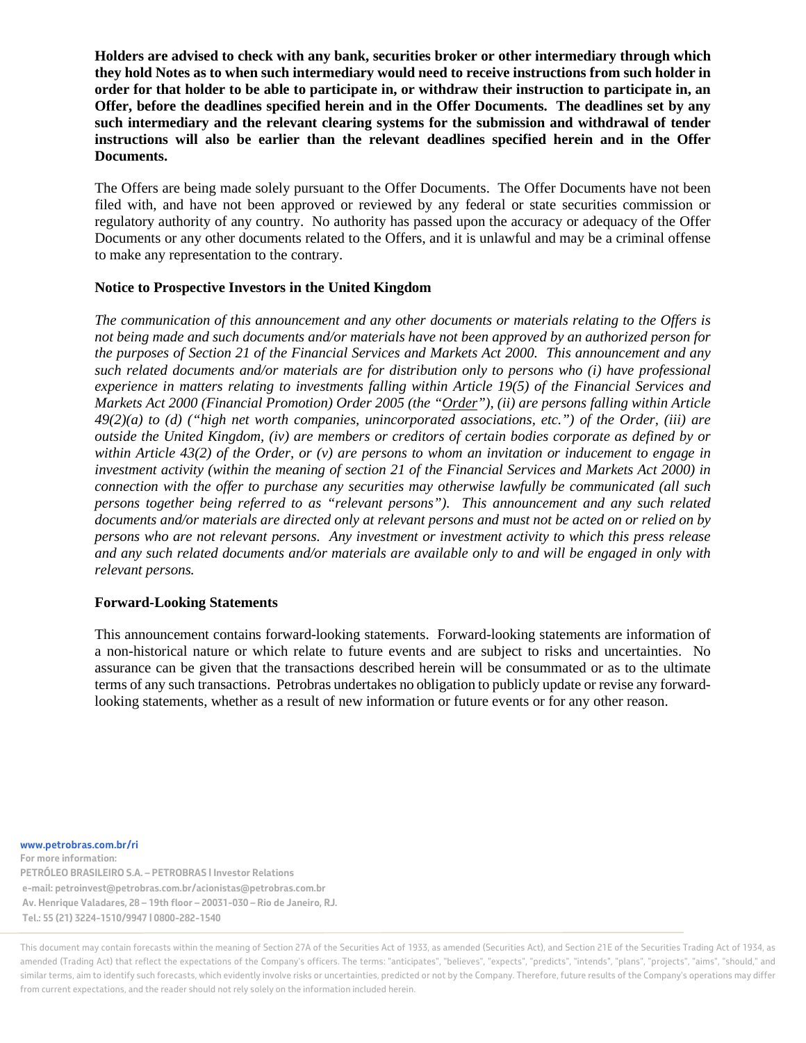**Holders are advised to check with any bank, securities broker or other intermediary through which they hold Notes as to when such intermediary would need to receive instructions from such holder in order for that holder to be able to participate in, or withdraw their instruction to participate in, an Offer, before the deadlines specified herein and in the Offer Documents. The deadlines set by any such intermediary and the relevant clearing systems for the submission and withdrawal of tender instructions will also be earlier than the relevant deadlines specified herein and in the Offer Documents.**

The Offers are being made solely pursuant to the Offer Documents. The Offer Documents have not been filed with, and have not been approved or reviewed by any federal or state securities commission or regulatory authority of any country. No authority has passed upon the accuracy or adequacy of the Offer Documents or any other documents related to the Offers, and it is unlawful and may be a criminal offense to make any representation to the contrary.

**Notice to Prospective Investors in the United Kingdom**

*The communication of this announcement and any other documents or materials relating to the Offers is not being made and such documents and/or materials have not been approved by an authorized person for the purposes of Section 21 of the Financial Services and Markets Act 2000. This announcement and any such related documents and/or materials are for distribution only to persons who (i) have professional experience in matters relating to investments falling within Article 19(5) of the Financial Services and Markets Act 2000 (Financial Promotion) Order 2005 (the "Order"), (ii) are persons falling within Article 49(2)(a) to (d) ("high net worth companies, unincorporated associations, etc.") of the Order, (iii) are outside the United Kingdom, (iv) are members or creditors of certain bodies corporate as defined by or within Article 43(2) of the Order, or (v) are persons to whom an invitation or inducement to engage in investment activity (within the meaning of section 21 of the Financial Services and Markets Act 2000) in connection with the offer to purchase any securities may otherwise lawfully be communicated (all such persons together being referred to as "relevant persons"). This announcement and any such related documents and/or materials are directed only at relevant persons and must not be acted on or relied on by persons who are not relevant persons. Any investment or investment activity to which this press release and any such related documents and/or materials are available only to and will be engaged in only with relevant persons.*

**Forward-Looking Statements**

This announcement contains forward-looking statements. Forward-looking statements are information of a non-historical nature or which relate to future events and are subject to risks and uncertainties. No assurance can be given that the transactions described herein will be consummated or as to the ultimate terms of any such transactions. Petrobras undertakes no obligation to publicly update or revise any forward-looking statements, whether as a result of new information or future events or for any other reason.

**www.petrobras.com.br/ri**
For more information:
PETRÓLEO BRASILEIRO S.A. – PETROBRAS | Investor Relations
e-mail: petroinvest@petrobras.com.br/acionistas@petrobras.com.br
Av. Henrique Valadares, 28 – 19th floor – 20031-030 – Rio de Janeiro, RJ.
Tel.: 55 (21) 3224-1510/9947 | 0800-282-1540

This document may contain forecasts within the meaning of Section 27A of the Securities Act of 1933, as amended (Securities Act), and Section 21E of the Securities Trading Act of 1934, as amended (Trading Act) that reflect the expectations of the Company's officers. The terms: "anticipates", "believes", "expects", "predicts", "intends", "plans", "projects", "aims", "should," and similar terms, aim to identify such forecasts, which evidently involve risks or uncertainties, predicted or not by the Company. Therefore, future results of the Company's operations may differ from current expectations, and the reader should not rely solely on the information included herein.